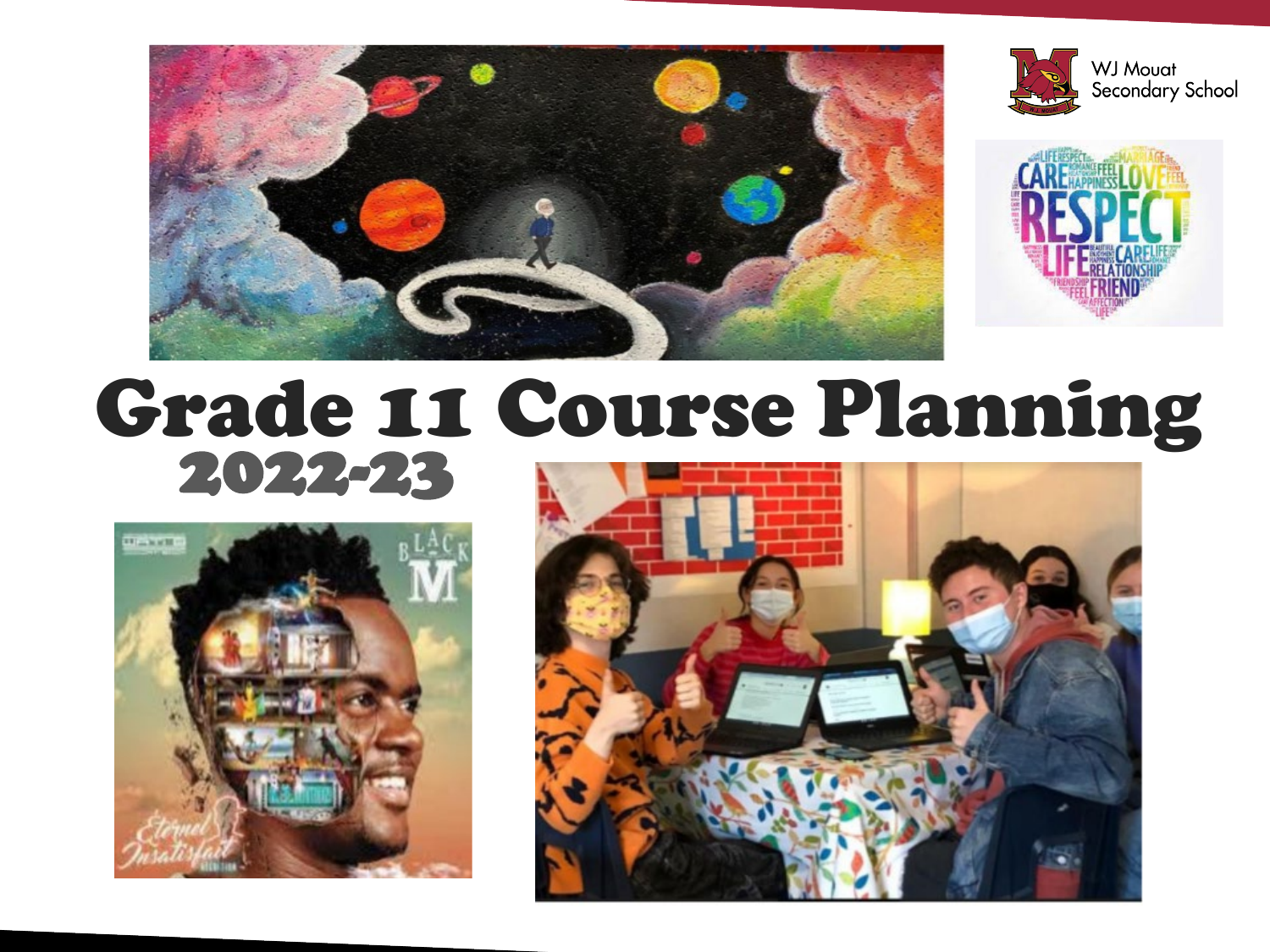WJ Mouat Secondary School

# Grade 11 Course Planning

## 2022-23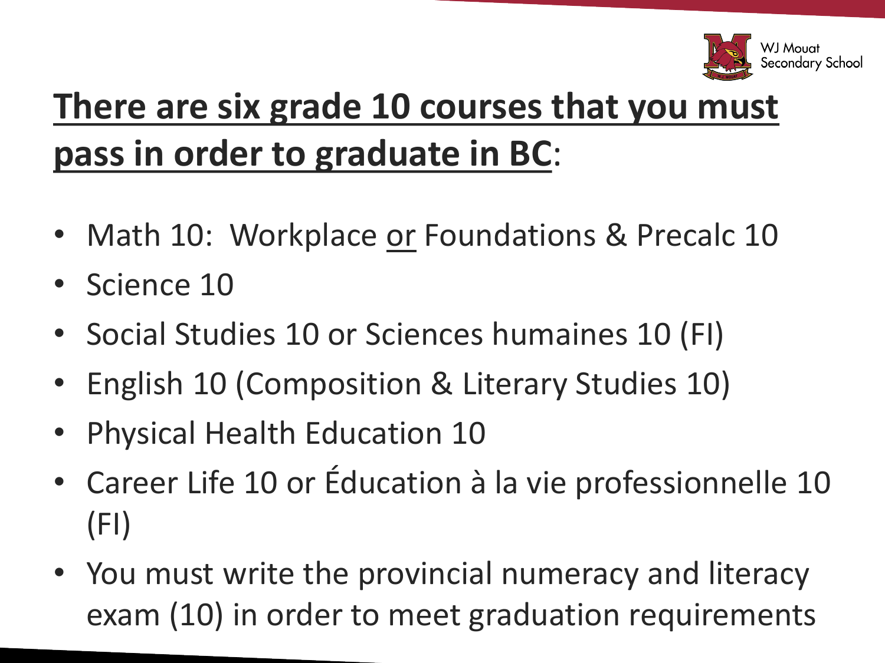# <u>There are six grade 10 courses that you must pass in order to graduate in BC</u>:

- Math 10: Workplace <u>or</u> Foundations & Precalc 10
- Science 10
- Social Studies 10 or Sciences humaines 10 (FI)
- English 10 (Composition & Literary Studies 10)
- Physical Health Education 10
- Career Life 10 or Éducation à la vie professionnelle 10 (FI)
- You must write the provincial numeracy and literacy exam (10) in order to meet graduation requirements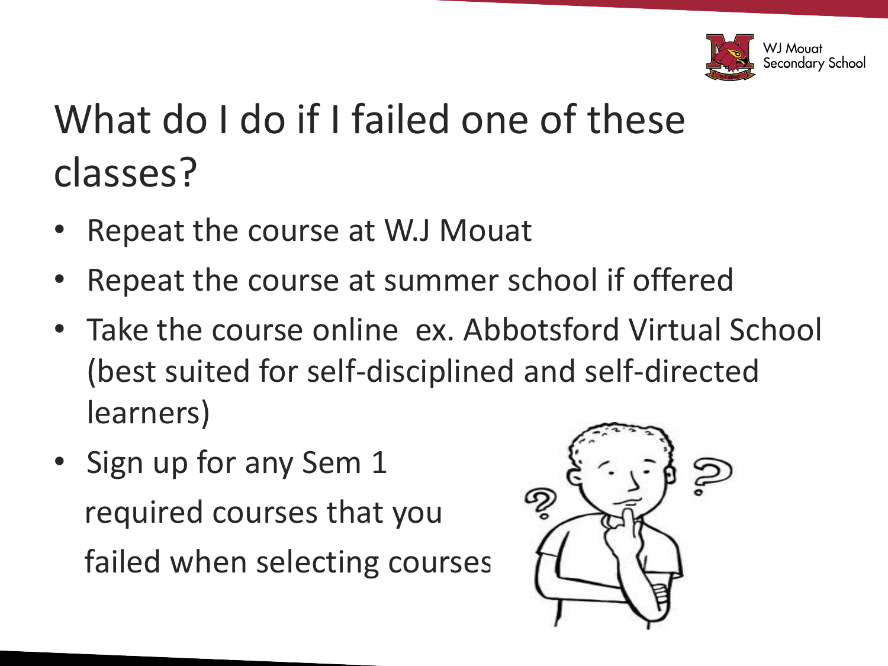# What do I do if I failed one of these classes?

- Repeat the course at W.J Mouat
- Repeat the course at summer school if offered
- Take the course online ex. Abbotsford Virtual School (best suited for self-disciplined and self-directed learners)
- Sign up for any Sem 1 required courses that you failed when selecting courses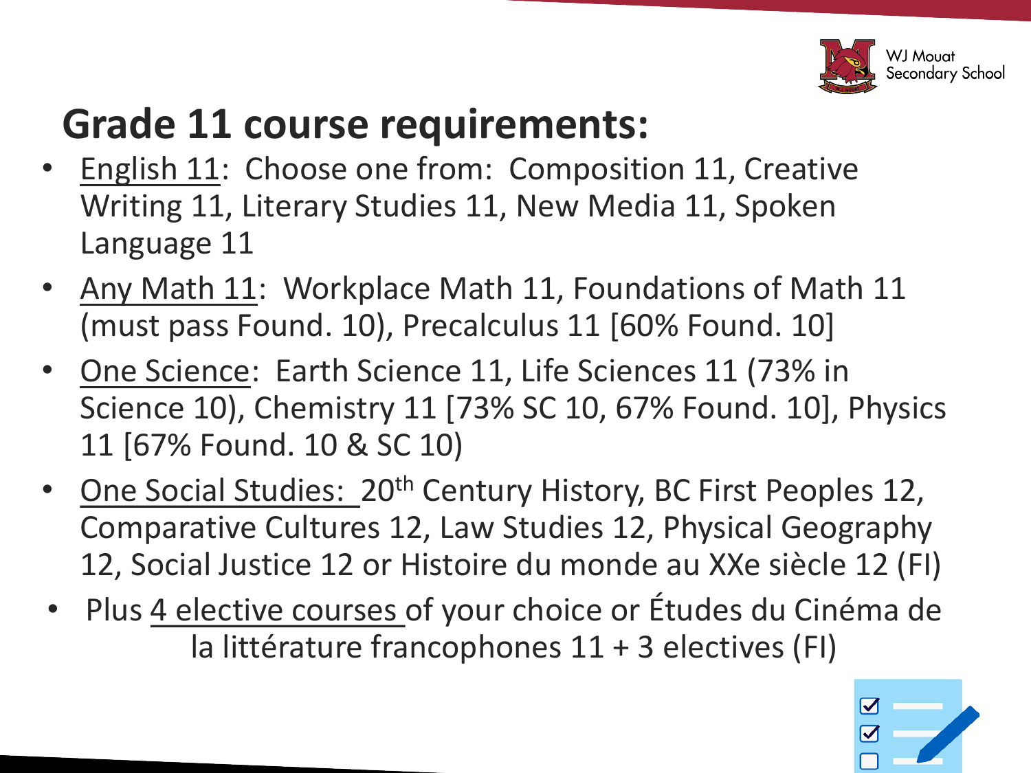# Grade 11 course requirements:

- English 11: Choose one from: Composition 11, Creative Writing 11, Literary Studies 11, New Media 11, Spoken Language 11
- Any Math 11: Workplace Math 11, Foundations of Math 11 (must pass Found. 10), Precalculus 11 [60% Found. 10]
- One Science: Earth Science 11, Life Sciences 11 (73% in Science 10), Chemistry 11 [73% SC 10, 67% Found. 10], Physics 11 [67% Found. 10 & SC 10)
- One Social Studies: 20th Century History, BC First Peoples 12, Comparative Cultures 12, Law Studies 12, Physical Geography 12, Social Justice 12 or Histoire du monde au XXe siècle 12 (FI)
- Plus 4 elective courses of your choice or Études du Cinéma de la littérature francophones 11 + 3 electives (FI)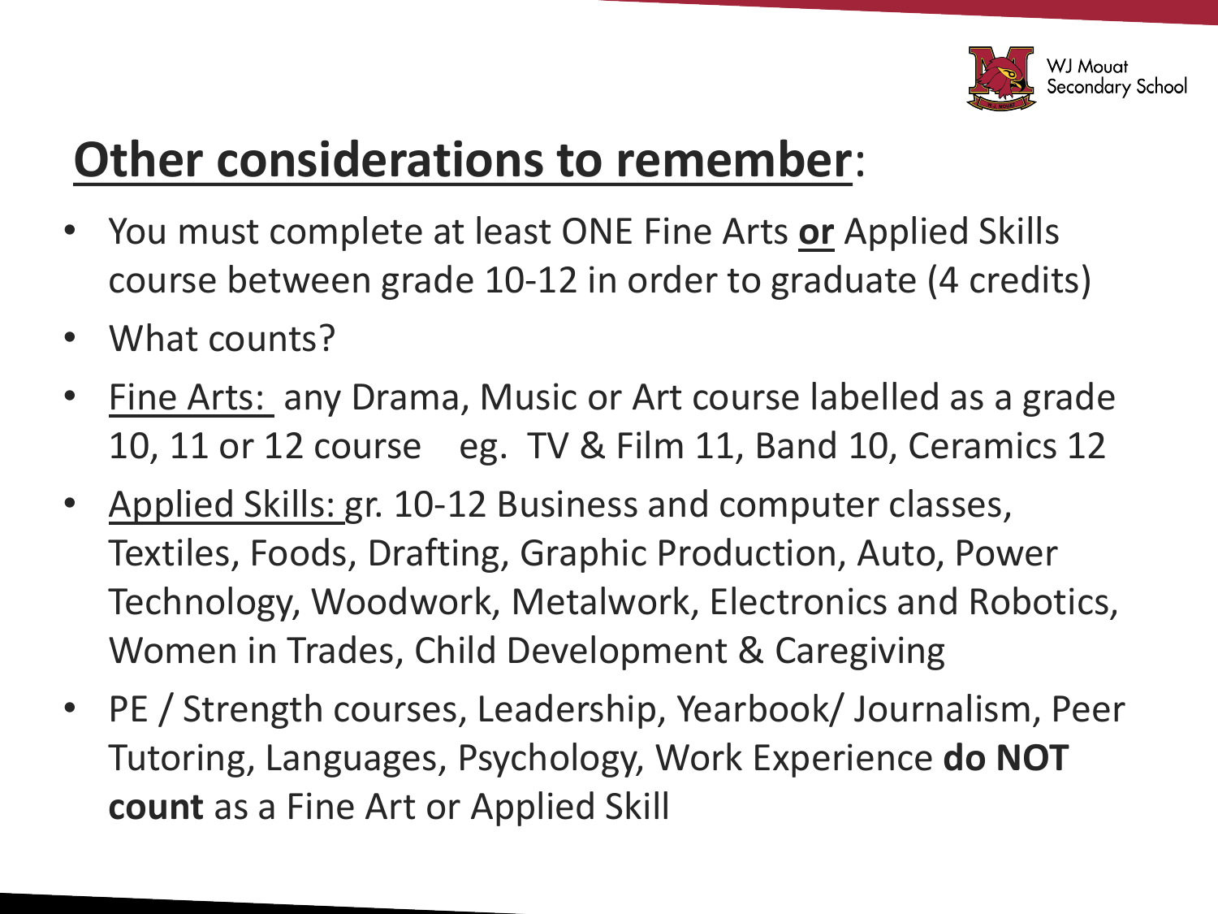# Other considerations to remember:

- You must complete at least ONE Fine Arts **or** Applied Skills course between grade 10-12 in order to graduate (4 credits)
- What counts?
- Fine Arts: any Drama, Music or Art course labelled as a grade 10, 11 or 12 course eg. TV & Film 11, Band 10, Ceramics 12
- Applied Skills: gr. 10-12 Business and computer classes, Textiles, Foods, Drafting, Graphic Production, Auto, Power Technology, Woodwork, Metalwork, Electronics and Robotics, Women in Trades, Child Development & Caregiving
- PE / Strength courses, Leadership, Yearbook/ Journalism, Peer Tutoring, Languages, Psychology, Work Experience **do NOT count** as a Fine Art or Applied Skill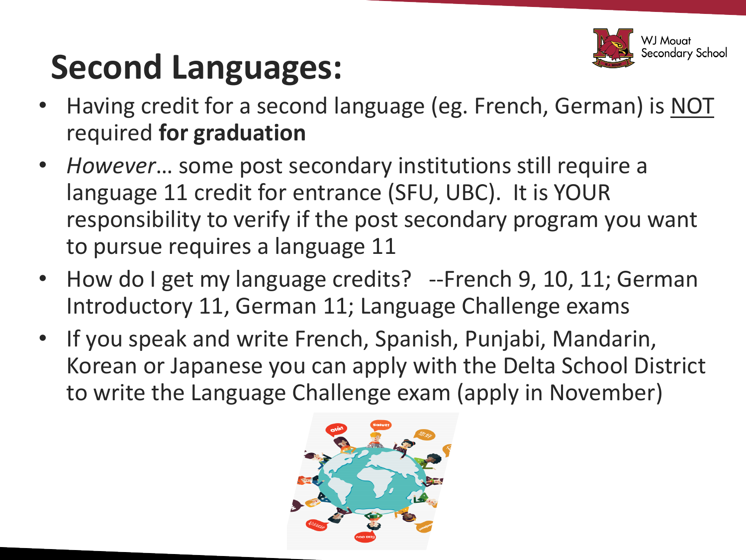# Second Languages:

- Having credit for a second language (eg. French, German) is <u>NOT</u> required **for graduation**
- *However*… some post secondary institutions still require a language 11 credit for entrance (SFU, UBC). It is YOUR responsibility to verify if the post secondary program you want to pursue requires a language 11
- How do I get my language credits? --French 9, 10, 11; German Introductory 11, German 11; Language Challenge exams
- If you speak and write French, Spanish, Punjabi, Mandarin, Korean or Japanese you can apply with the Delta School District to write the Language Challenge exam (apply in November)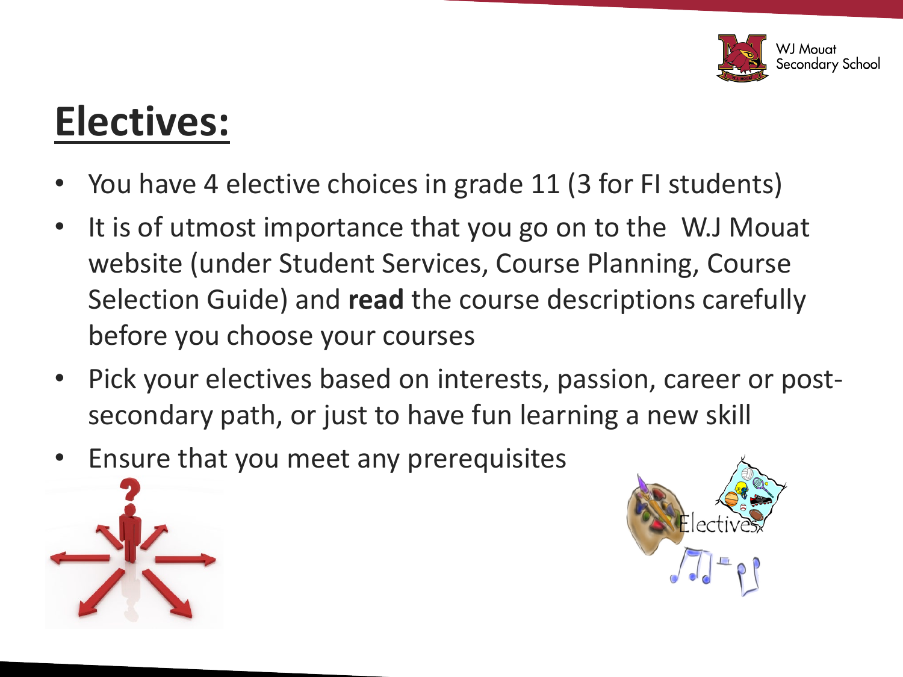# Electives:

- You have 4 elective choices in grade 11 (3 for FI students)
- It is of utmost importance that you go on to the W.J Mouat website (under Student Services, Course Planning, Course Selection Guide) and **read** the course descriptions carefully before you choose your courses
- Pick your electives based on interests, passion, career or post-secondary path, or just to have fun learning a new skill
- Ensure that you meet any prerequisites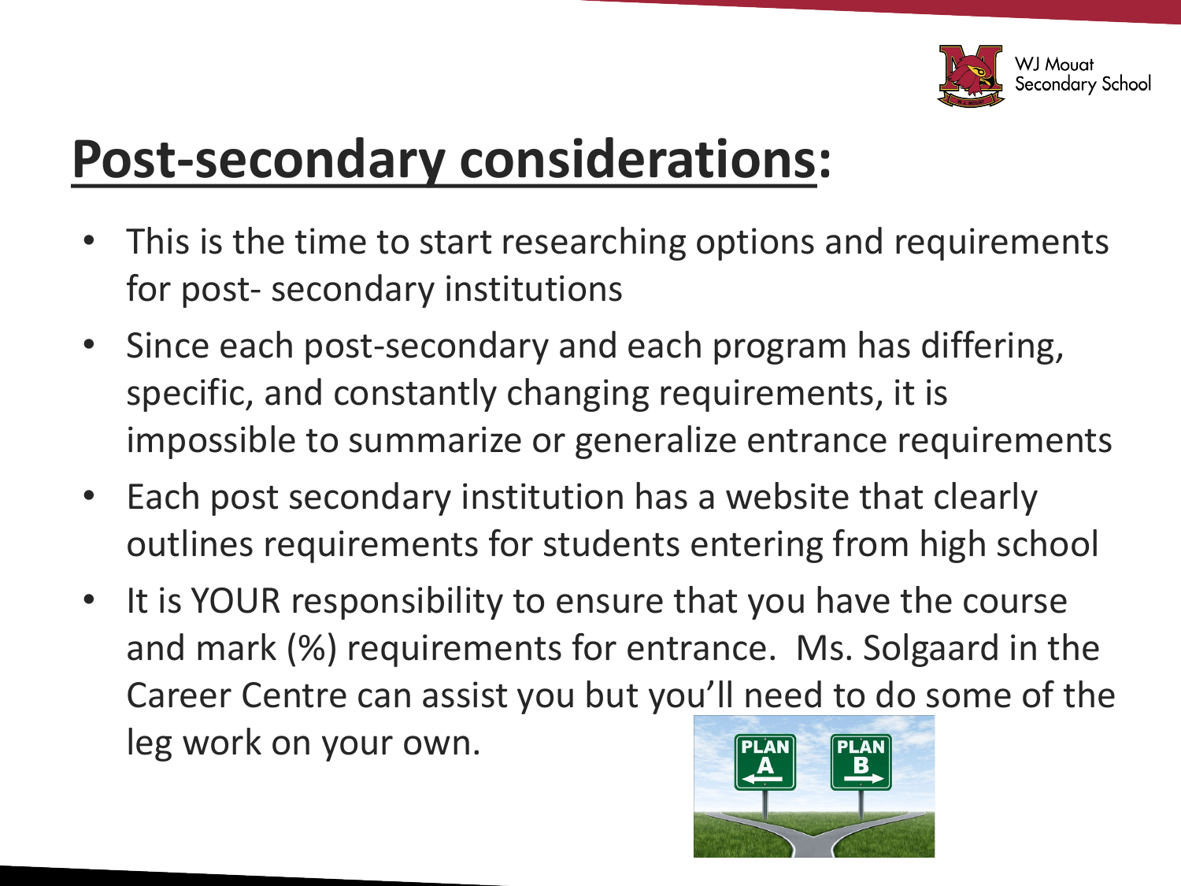# Post-secondary considerations:

- This is the time to start researching options and requirements for post- secondary institutions
- Since each post-secondary and each program has differing, specific, and constantly changing requirements, it is impossible to summarize or generalize entrance requirements
- Each post secondary institution has a website that clearly outlines requirements for students entering from high school
- It is YOUR responsibility to ensure that you have the course and mark (%) requirements for entrance. Ms. Solgaard in the Career Centre can assist you but you'll need to do some of the leg work on your own.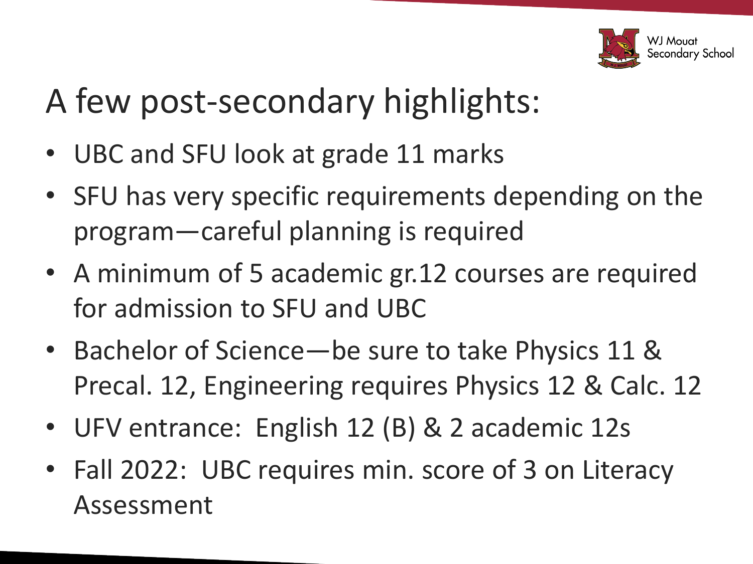# A few post-secondary highlights:

- UBC and SFU look at grade 11 marks
- SFU has very specific requirements depending on the program—careful planning is required
- A minimum of 5 academic gr.12 courses are required for admission to SFU and UBC
- Bachelor of Science—be sure to take Physics 11 & Precal. 12, Engineering requires Physics 12 & Calc. 12
- UFV entrance:  English 12 (B) & 2 academic 12s
- Fall 2022:  UBC requires min. score of 3 on Literacy Assessment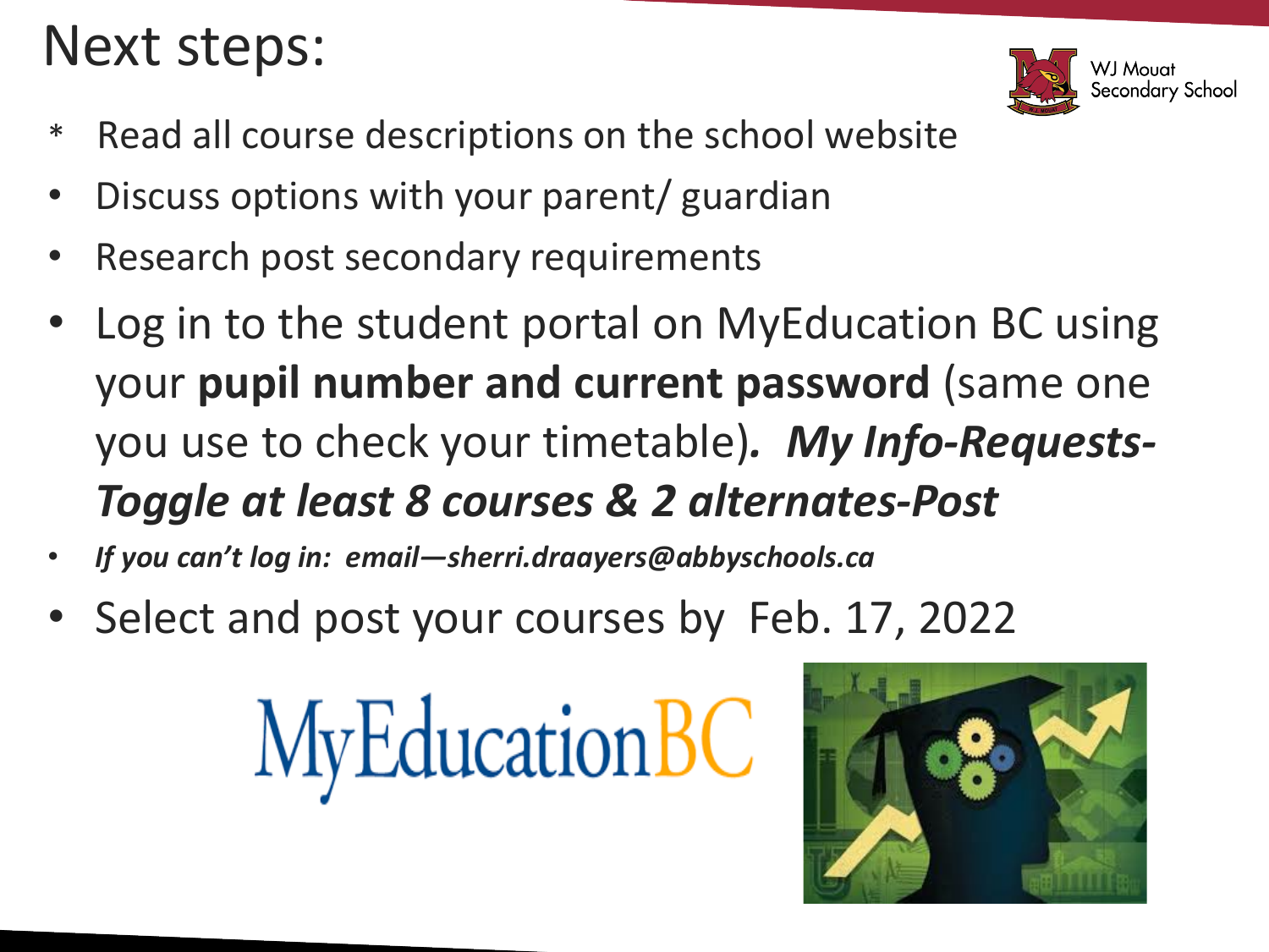# Next steps:

WJ Mouat Secondary School

- * Read all course descriptions on the school website
- Discuss options with your parent/ guardian
- Research post secondary requirements
- Log in to the student portal on MyEducation BC using your **pupil number and current password** (same one you use to check your timetable)***.  My Info-Requests-Toggle at least 8 courses & 2 alternates-Post***
- ***If you can't log in:  email—sherri.draayers@abbyschools.ca***
- Select and post your courses by  Feb. 17, 2022

MyEducationBC